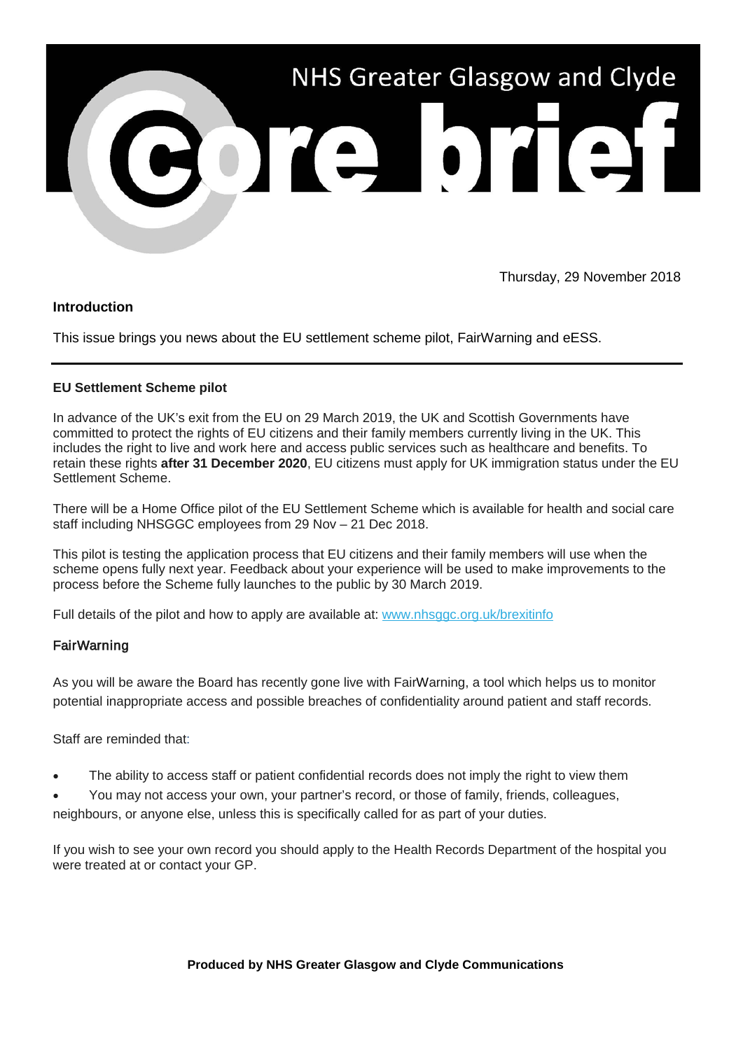# NHS Greater Glasgow and Clyde Core brief

Thursday, 29 November 2018

**Introduction**

This issue brings you news about the EU settlement scheme pilot, FairWarning and eESS.

---

**EU Settlement Scheme pilot**

In advance of the UK's exit from the EU on 29 March 2019, the UK and Scottish Governments have committed to protect the rights of EU citizens and their family members currently living in the UK. This includes the right to live and work here and access public services such as healthcare and benefits. To retain these rights **after 31 December 2020**, EU citizens must apply for UK immigration status under the EU Settlement Scheme.

There will be a Home Office pilot of the EU Settlement Scheme which is available for health and social care staff including NHSGGC employees from 29 Nov – 21 Dec 2018.

This pilot is testing the application process that EU citizens and their family members will use when the scheme opens fully next year. Feedback about your experience will be used to make improvements to the process before the Scheme fully launches to the public by 30 March 2019.

Full details of the pilot and how to apply are available at: [www.nhsggc.org.uk/brexitinfo](www.nhsggc.org.uk/brexitinfo)

**FairWarning**

As you will be aware the Board has recently gone live with FairWarning, a tool which helps us to monitor potential inappropriate access and possible breaches of confidentiality around patient and staff records.

Staff are reminded that:

- The ability to access staff or patient confidential records does not imply the right to view them
- You may not access your own, your partner's record, or those of family, friends, colleagues, neighbours, or anyone else, unless this is specifically called for as part of your duties.

If you wish to see your own record you should apply to the Health Records Department of the hospital you were treated at or contact your GP.

**Produced by NHS Greater Glasgow and Clyde Communications**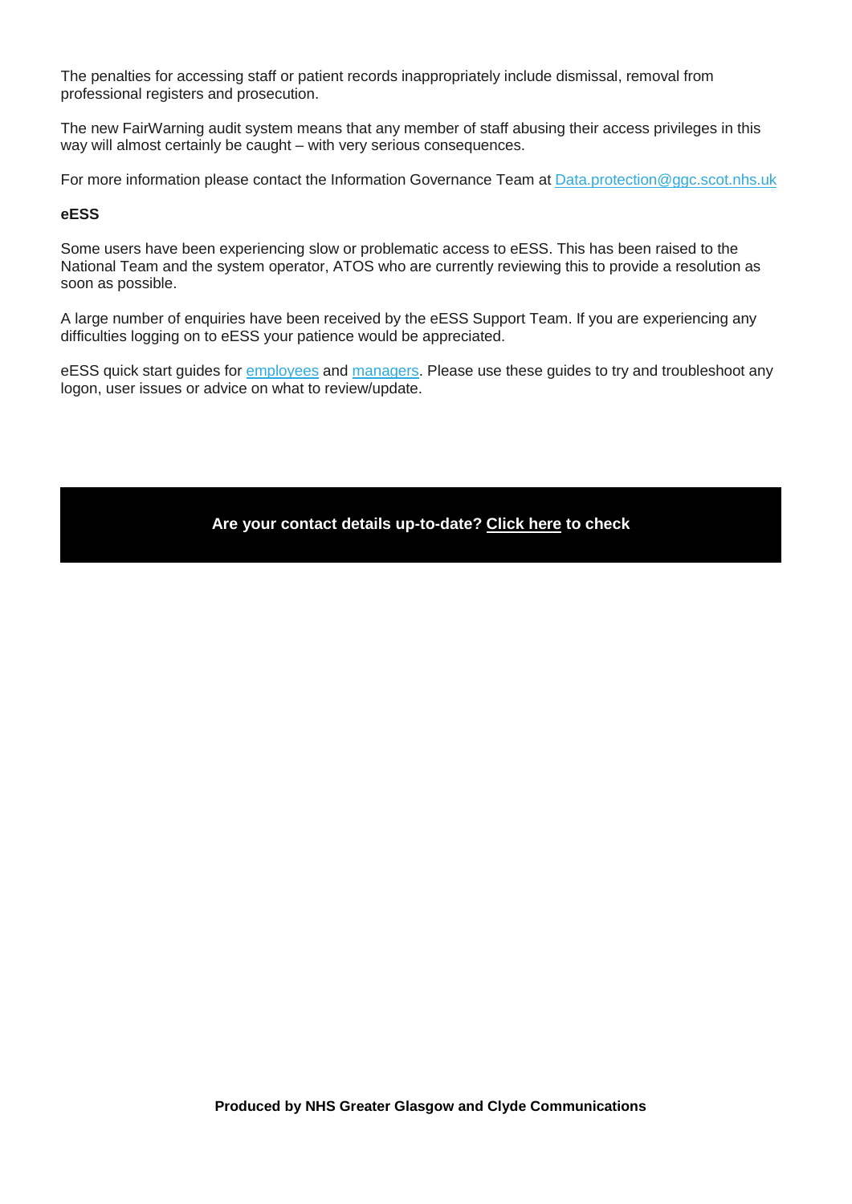The penalties for accessing staff or patient records inappropriately include dismissal, removal from professional registers and prosecution.

The new FairWarning audit system means that any member of staff abusing their access privileges in this way will almost certainly be caught – with very serious consequences.

For more information please contact the Information Governance Team at Data.protection@ggc.scot.nhs.uk

**eESS**

Some users have been experiencing slow or problematic access to eESS. This has been raised to the National Team and the system operator, ATOS who are currently reviewing this to provide a resolution as soon as possible.

A large number of enquiries have been received by the eESS Support Team. If you are experiencing any difficulties logging on to eESS your patience would be appreciated.

eESS quick start guides for employees and managers. Please use these guides to try and troubleshoot any logon, user issues or advice on what to review/update.

**Are your contact details up-to-date? Click here to check**

**Produced by NHS Greater Glasgow and Clyde Communications**